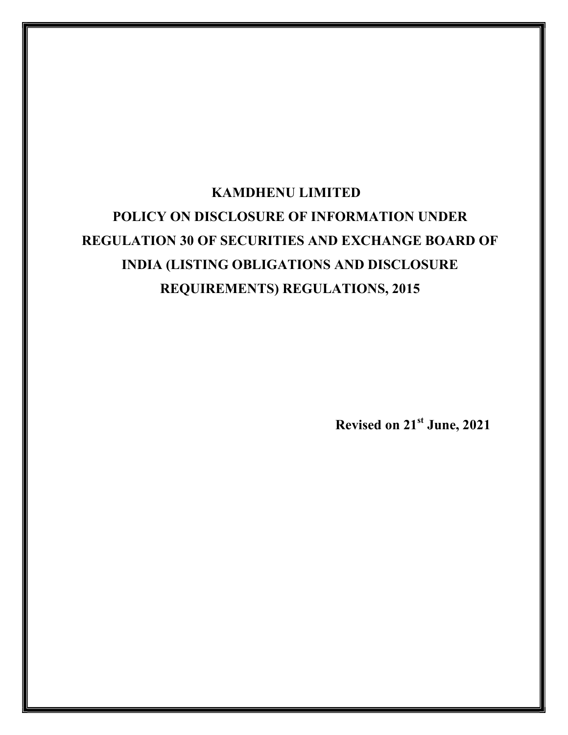# KAMDHENU LIMITED

# POLICY ON DISCLOSURE OF INFORMATION UNDER REGULATION 30 OF SECURITIES AND EXCHANGE BOARD OF INDIA (LISTING OBLIGATIONS AND DISCLOSURE REQUIREMENTS) REGULATIONS, 2015

**Revised on 21st June, 2021**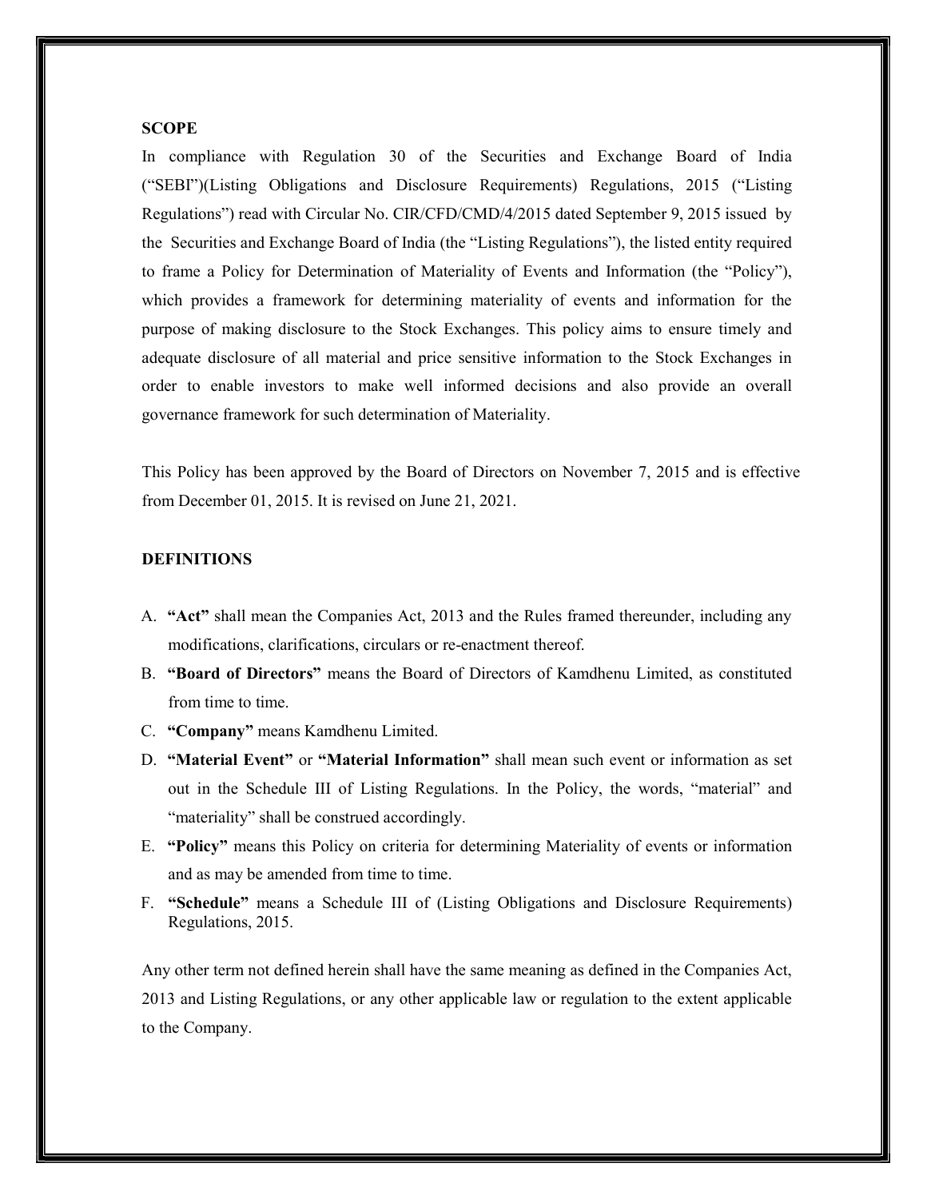## SCOPE

In compliance with Regulation 30 of the Securities and Exchange Board of India ("SEBI")(Listing Obligations and Disclosure Requirements) Regulations, 2015 ("Listing Regulations") read with Circular No. CIR/CFD/CMD/4/2015 dated September 9, 2015 issued by the Securities and Exchange Board of India (the "Listing Regulations"), the listed entity required to frame a Policy for Determination of Materiality of Events and Information (the "Policy"), which provides a framework for determining materiality of events and information for the purpose of making disclosure to the Stock Exchanges. This policy aims to ensure timely and adequate disclosure of all material and price sensitive information to the Stock Exchanges in order to enable investors to make well informed decisions and also provide an overall governance framework for such determination of Materiality.

This Policy has been approved by the Board of Directors on November 7, 2015 and is effective from December 01, 2015. It is revised on June 21, 2021.

## DEFINITIONS

A. **"Act"** shall mean the Companies Act, 2013 and the Rules framed thereunder, including any modifications, clarifications, circulars or re-enactment thereof.
B. **"Board of Directors"** means the Board of Directors of Kamdhenu Limited, as constituted from time to time.
C. **"Company"** means Kamdhenu Limited.
D. **"Material Event"** or **"Material Information"** shall mean such event or information as set out in the Schedule III of Listing Regulations. In the Policy, the words, "material" and "materiality" shall be construed accordingly.
E. **"Policy"** means this Policy on criteria for determining Materiality of events or information and as may be amended from time to time.
F. **"Schedule"** means a Schedule III of (Listing Obligations and Disclosure Requirements) Regulations, 2015.

Any other term not defined herein shall have the same meaning as defined in the Companies Act, 2013 and Listing Regulations, or any other applicable law or regulation to the extent applicable to the Company.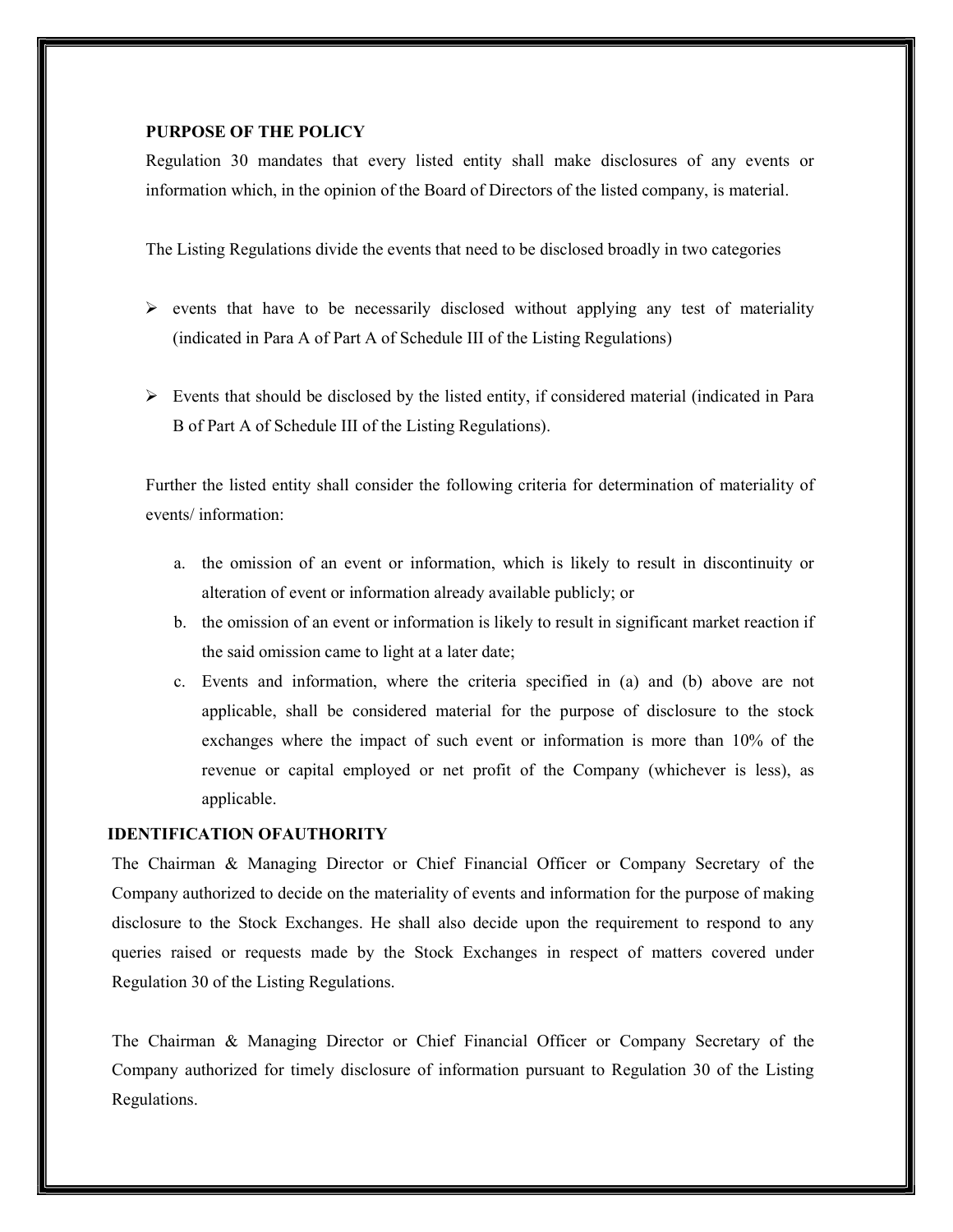**PURPOSE OF THE POLICY**

Regulation 30 mandates that every listed entity shall make disclosures of any events or information which, in the opinion of the Board of Directors of the listed company, is material.

The Listing Regulations divide the events that need to be disclosed broadly in two categories

- events that have to be necessarily disclosed without applying any test of materiality (indicated in Para A of Part A of Schedule III of the Listing Regulations)
- Events that should be disclosed by the listed entity, if considered material (indicated in Para B of Part A of Schedule III of the Listing Regulations).

Further the listed entity shall consider the following criteria for determination of materiality of events/ information:

a. the omission of an event or information, which is likely to result in discontinuity or alteration of event or information already available publicly; or
b. the omission of an event or information is likely to result in significant market reaction if the said omission came to light at a later date;
c. Events and information, where the criteria specified in (a) and (b) above are not applicable, shall be considered material for the purpose of disclosure to the stock exchanges where the impact of such event or information is more than 10% of the revenue or capital employed or net profit of the Company (whichever is less), as applicable.

**IDENTIFICATION OFAUTHORITY**

The Chairman & Managing Director or Chief Financial Officer or Company Secretary of the Company authorized to decide on the materiality of events and information for the purpose of making disclosure to the Stock Exchanges. He shall also decide upon the requirement to respond to any queries raised or requests made by the Stock Exchanges in respect of matters covered under Regulation 30 of the Listing Regulations.

The Chairman & Managing Director or Chief Financial Officer or Company Secretary of the Company authorized for timely disclosure of information pursuant to Regulation 30 of the Listing Regulations.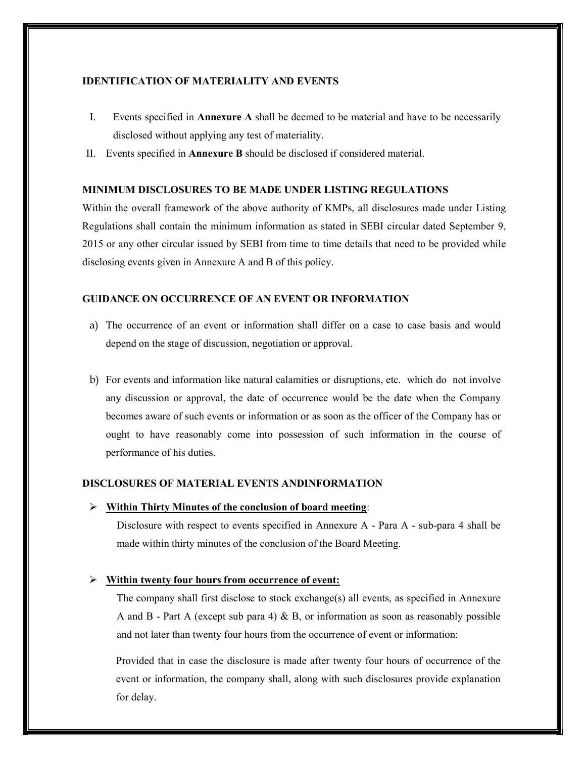## IDENTIFICATION OF MATERIALITY AND EVENTS

I. Events specified in **Annexure A** shall be deemed to be material and have to be necessarily disclosed without applying any test of materiality.

II. Events specified in **Annexure B** should be disclosed if considered material.

## MINIMUM DISCLOSURES TO BE MADE UNDER LISTING REGULATIONS

Within the overall framework of the above authority of KMPs, all disclosures made under Listing Regulations shall contain the minimum information as stated in SEBI circular dated September 9, 2015 or any other circular issued by SEBI from time to time details that need to be provided while disclosing events given in Annexure A and B of this policy.

## GUIDANCE ON OCCURRENCE OF AN EVENT OR INFORMATION

a) The occurrence of an event or information shall differ on a case to case basis and would depend on the stage of discussion, negotiation or approval.

b) For events and information like natural calamities or disruptions, etc. which do not involve any discussion or approval, the date of occurrence would be the date when the Company becomes aware of such events or information or as soon as the officer of the Company has or ought to have reasonably come into possession of such information in the course of performance of his duties.

## DISCLOSURES OF MATERIAL EVENTS ANDINFORMATION

- **<u>Within Thirty Minutes of the conclusion of board meeting</u>**:

  Disclosure with respect to events specified in Annexure A - Para A - sub-para 4 shall be made within thirty minutes of the conclusion of the Board Meeting.

- **<u>Within twenty four hours from occurrence of event:</u>**

  The company shall first disclose to stock exchange(s) all events, as specified in Annexure A and B - Part A (except sub para 4) & B, or information as soon as reasonably possible and not later than twenty four hours from the occurrence of event or information:

  Provided that in case the disclosure is made after twenty four hours of occurrence of the event or information, the company shall, along with such disclosures provide explanation for delay.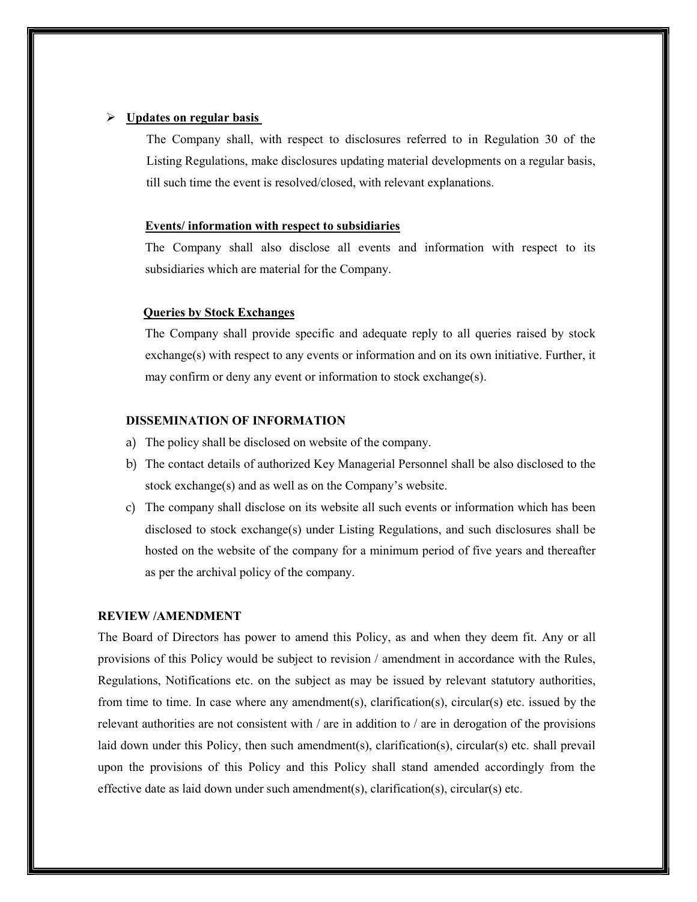- **Updates on regular basis**

  The Company shall, with respect to disclosures referred to in Regulation 30 of the Listing Regulations, make disclosures updating material developments on a regular basis, till such time the event is resolved/closed, with relevant explanations.

  **Events/ information with respect to subsidiaries**

  The Company shall also disclose all events and information with respect to its subsidiaries which are material for the Company.

  **Queries by Stock Exchanges**

  The Company shall provide specific and adequate reply to all queries raised by stock exchange(s) with respect to any events or information and on its own initiative. Further, it may confirm or deny any event or information to stock exchange(s).

**DISSEMINATION OF INFORMATION**

a) The policy shall be disclosed on website of the company.
b) The contact details of authorized Key Managerial Personnel shall be also disclosed to the stock exchange(s) and as well as on the Company's website.
c) The company shall disclose on its website all such events or information which has been disclosed to stock exchange(s) under Listing Regulations, and such disclosures shall be hosted on the website of the company for a minimum period of five years and thereafter as per the archival policy of the company.

**REVIEW /AMENDMENT**

The Board of Directors has power to amend this Policy, as and when they deem fit. Any or all provisions of this Policy would be subject to revision / amendment in accordance with the Rules, Regulations, Notifications etc. on the subject as may be issued by relevant statutory authorities, from time to time. In case where any amendment(s), clarification(s), circular(s) etc. issued by the relevant authorities are not consistent with / are in addition to / are in derogation of the provisions laid down under this Policy, then such amendment(s), clarification(s), circular(s) etc. shall prevail upon the provisions of this Policy and this Policy shall stand amended accordingly from the effective date as laid down under such amendment(s), clarification(s), circular(s) etc.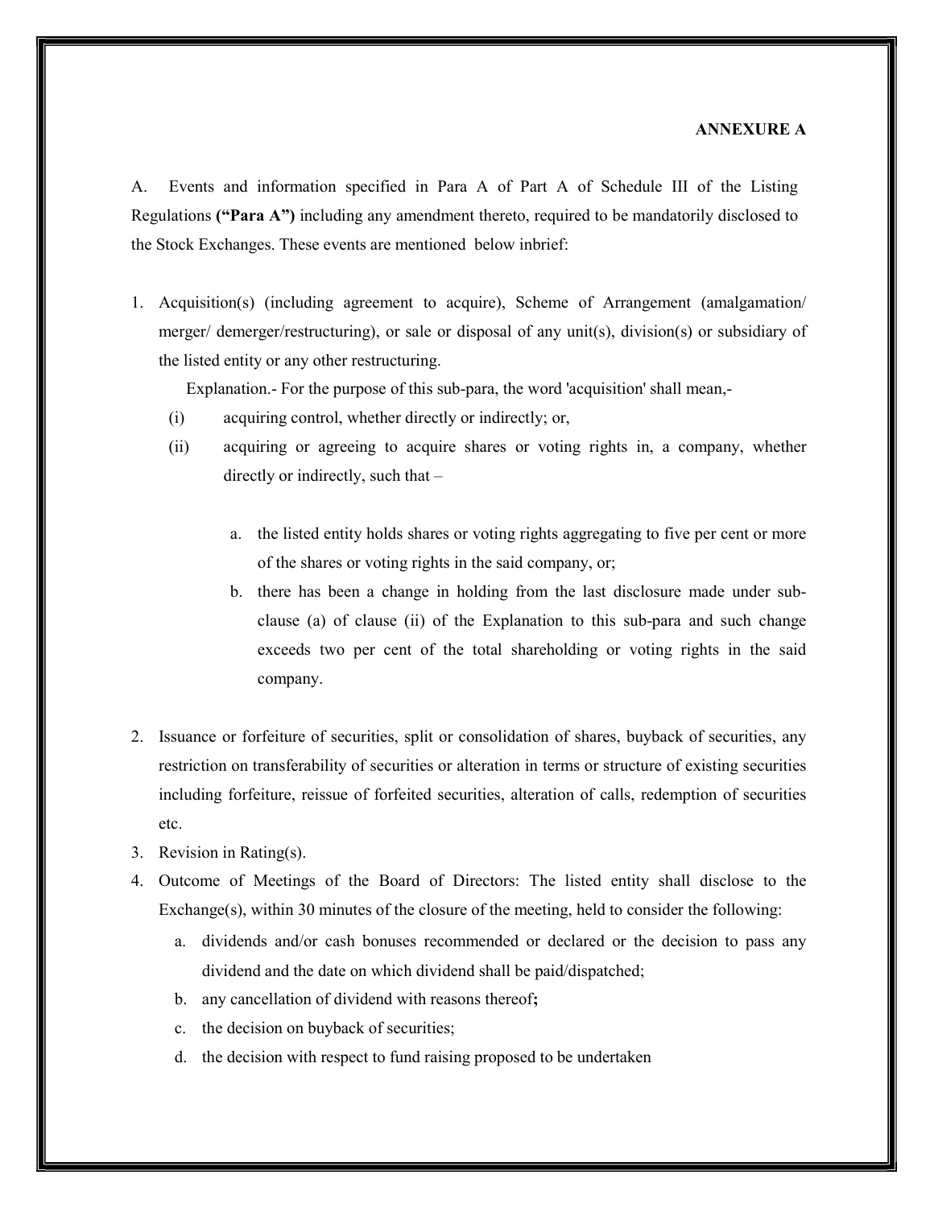**ANNEXURE A**

A. Events and information specified in Para A of Part A of Schedule III of the Listing Regulations **("Para A")** including any amendment thereto, required to be mandatorily disclosed to the Stock Exchanges. These events are mentioned below inbrief:

1. Acquisition(s) (including agreement to acquire), Scheme of Arrangement (amalgamation/ merger/ demerger/restructuring), or sale or disposal of any unit(s), division(s) or subsidiary of the listed entity or any other restructuring.

   Explanation.- For the purpose of this sub-para, the word 'acquisition' shall mean,-

   (i) acquiring control, whether directly or indirectly; or,

   (ii) acquiring or agreeing to acquire shares or voting rights in, a company, whether directly or indirectly, such that –

      a. the listed entity holds shares or voting rights aggregating to five per cent or more of the shares or voting rights in the said company, or;

      b. there has been a change in holding from the last disclosure made under sub-clause (a) of clause (ii) of the Explanation to this sub-para and such change exceeds two per cent of the total shareholding or voting rights in the said company.

2. Issuance or forfeiture of securities, split or consolidation of shares, buyback of securities, any restriction on transferability of securities or alteration in terms or structure of existing securities including forfeiture, reissue of forfeited securities, alteration of calls, redemption of securities etc.
3. Revision in Rating(s).
4. Outcome of Meetings of the Board of Directors: The listed entity shall disclose to the Exchange(s), within 30 minutes of the closure of the meeting, held to consider the following:
   a. dividends and/or cash bonuses recommended or declared or the decision to pass any dividend and the date on which dividend shall be paid/dispatched;
   b. any cancellation of dividend with reasons thereof**;**
   c. the decision on buyback of securities;
   d. the decision with respect to fund raising proposed to be undertaken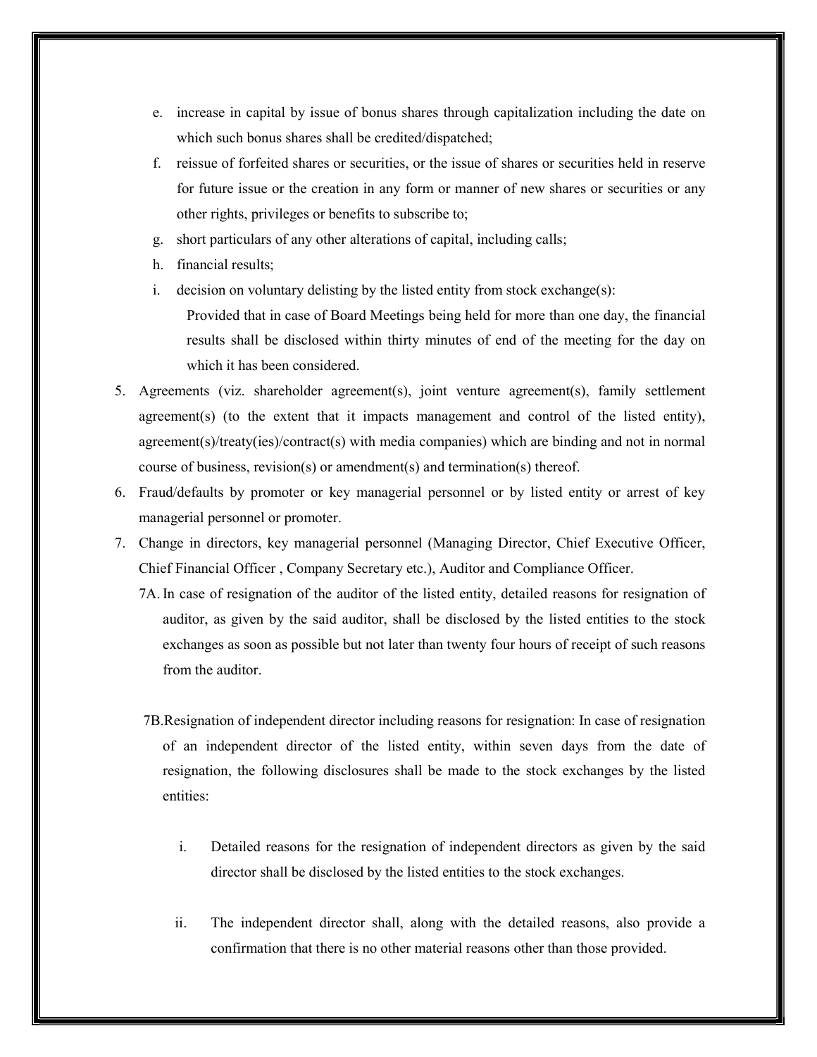e. increase in capital by issue of bonus shares through capitalization including the date on which such bonus shares shall be credited/dispatched;
   f. reissue of forfeited shares or securities, or the issue of shares or securities held in reserve for future issue or the creation in any form or manner of new shares or securities or any other rights, privileges or benefits to subscribe to;
   g. short particulars of any other alterations of capital, including calls;
   h. financial results;
   i. decision on voluntary delisting by the listed entity from stock exchange(s):

      Provided that in case of Board Meetings being held for more than one day, the financial results shall be disclosed within thirty minutes of end of the meeting for the day on which it has been considered.

5. Agreements (viz. shareholder agreement(s), joint venture agreement(s), family settlement agreement(s) (to the extent that it impacts management and control of the listed entity), agreement(s)/treaty(ies)/contract(s) with media companies) which are binding and not in normal course of business, revision(s) or amendment(s) and termination(s) thereof.
6. Fraud/defaults by promoter or key managerial personnel or by listed entity or arrest of key managerial personnel or promoter.
7. Change in directors, key managerial personnel (Managing Director, Chief Executive Officer, Chief Financial Officer , Company Secretary etc.), Auditor and Compliance Officer.

   7A. In case of resignation of the auditor of the listed entity, detailed reasons for resignation of auditor, as given by the said auditor, shall be disclosed by the listed entities to the stock exchanges as soon as possible but not later than twenty four hours of receipt of such reasons from the auditor.

   7B. Resignation of independent director including reasons for resignation: In case of resignation of an independent director of the listed entity, within seven days from the date of resignation, the following disclosures shall be made to the stock exchanges by the listed entities:

      i. Detailed reasons for the resignation of independent directors as given by the said director shall be disclosed by the listed entities to the stock exchanges.

      ii. The independent director shall, along with the detailed reasons, also provide a confirmation that there is no other material reasons other than those provided.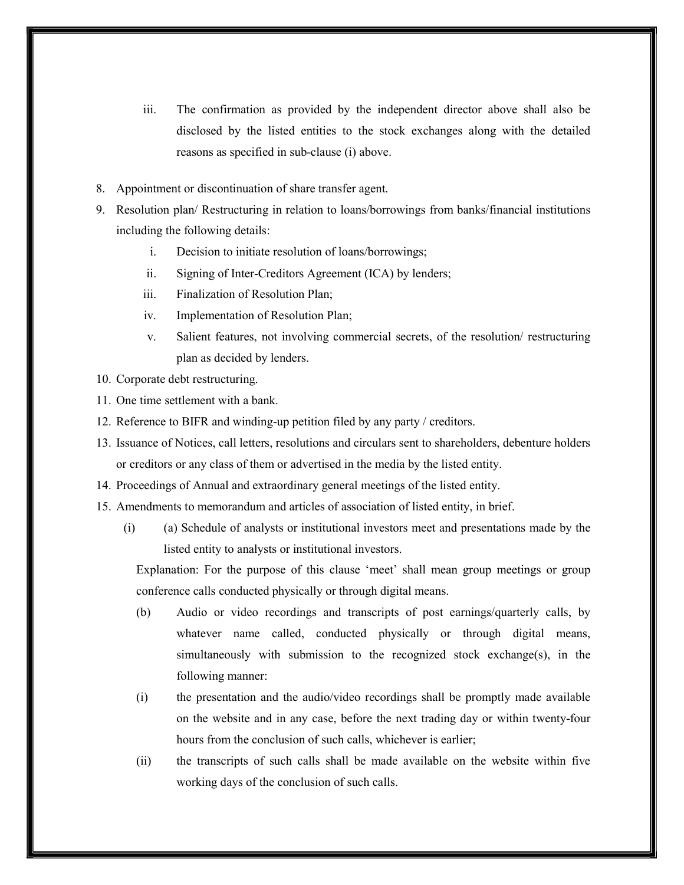iii. The confirmation as provided by the independent director above shall also be disclosed by the listed entities to the stock exchanges along with the detailed reasons as specified in sub-clause (i) above.

8. Appointment or discontinuation of share transfer agent.
9. Resolution plan/ Restructuring in relation to loans/borrowings from banks/financial institutions including the following details:
   i. Decision to initiate resolution of loans/borrowings;
   ii. Signing of Inter-Creditors Agreement (ICA) by lenders;
   iii. Finalization of Resolution Plan;
   iv. Implementation of Resolution Plan;
   v. Salient features, not involving commercial secrets, of the resolution/ restructuring plan as decided by lenders.
10. Corporate debt restructuring.
11. One time settlement with a bank.
12. Reference to BIFR and winding-up petition filed by any party / creditors.
13. Issuance of Notices, call letters, resolutions and circulars sent to shareholders, debenture holders or creditors or any class of them or advertised in the media by the listed entity.
14. Proceedings of Annual and extraordinary general meetings of the listed entity.
15. Amendments to memorandum and articles of association of listed entity, in brief.

(i) (a) Schedule of analysts or institutional investors meet and presentations made by the listed entity to analysts or institutional investors.

Explanation: For the purpose of this clause 'meet' shall mean group meetings or group conference calls conducted physically or through digital means.

(b) Audio or video recordings and transcripts of post earnings/quarterly calls, by whatever name called, conducted physically or through digital means, simultaneously with submission to the recognized stock exchange(s), in the following manner:

(i) the presentation and the audio/video recordings shall be promptly made available on the website and in any case, before the next trading day or within twenty-four hours from the conclusion of such calls, whichever is earlier;

(ii) the transcripts of such calls shall be made available on the website within five working days of the conclusion of such calls.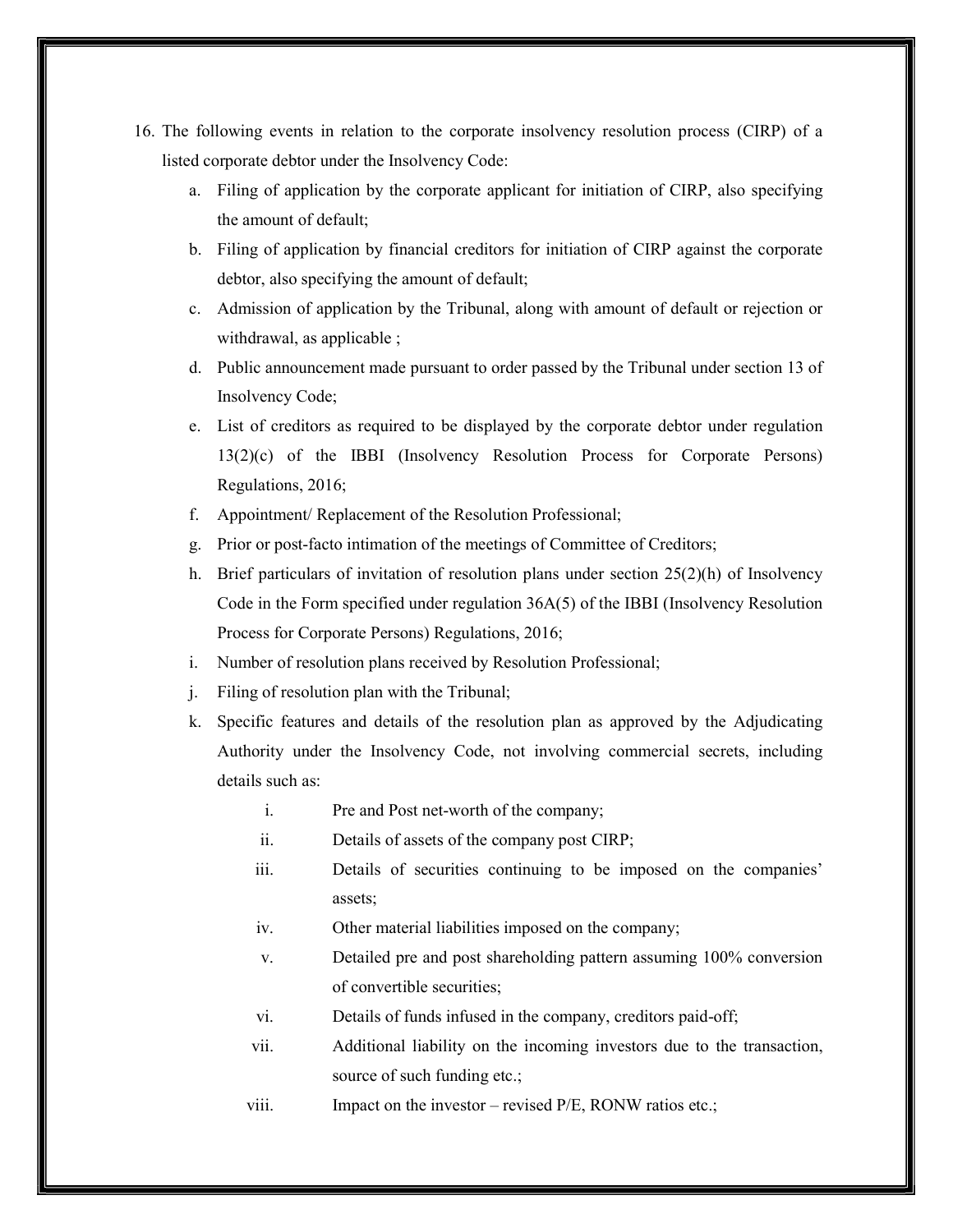16. The following events in relation to the corporate insolvency resolution process (CIRP) of a listed corporate debtor under the Insolvency Code:

    a. Filing of application by the corporate applicant for initiation of CIRP, also specifying the amount of default;

    b. Filing of application by financial creditors for initiation of CIRP against the corporate debtor, also specifying the amount of default;

    c. Admission of application by the Tribunal, along with amount of default or rejection or withdrawal, as applicable ;

    d. Public announcement made pursuant to order passed by the Tribunal under section 13 of Insolvency Code;

    e. List of creditors as required to be displayed by the corporate debtor under regulation 13(2)(c) of the IBBI (Insolvency Resolution Process for Corporate Persons) Regulations, 2016;

    f. Appointment/ Replacement of the Resolution Professional;

    g. Prior or post-facto intimation of the meetings of Committee of Creditors;

    h. Brief particulars of invitation of resolution plans under section 25(2)(h) of Insolvency Code in the Form specified under regulation 36A(5) of the IBBI (Insolvency Resolution Process for Corporate Persons) Regulations, 2016;

    i. Number of resolution plans received by Resolution Professional;

    j. Filing of resolution plan with the Tribunal;

    k. Specific features and details of the resolution plan as approved by the Adjudicating Authority under the Insolvency Code, not involving commercial secrets, including details such as:

        i. Pre and Post net-worth of the company;

        ii. Details of assets of the company post CIRP;

        iii. Details of securities continuing to be imposed on the companies' assets;

        iv. Other material liabilities imposed on the company;

        v. Detailed pre and post shareholding pattern assuming 100% conversion of convertible securities;

        vi. Details of funds infused in the company, creditors paid-off;

        vii. Additional liability on the incoming investors due to the transaction, source of such funding etc.;

        viii. Impact on the investor – revised P/E, RONW ratios etc.;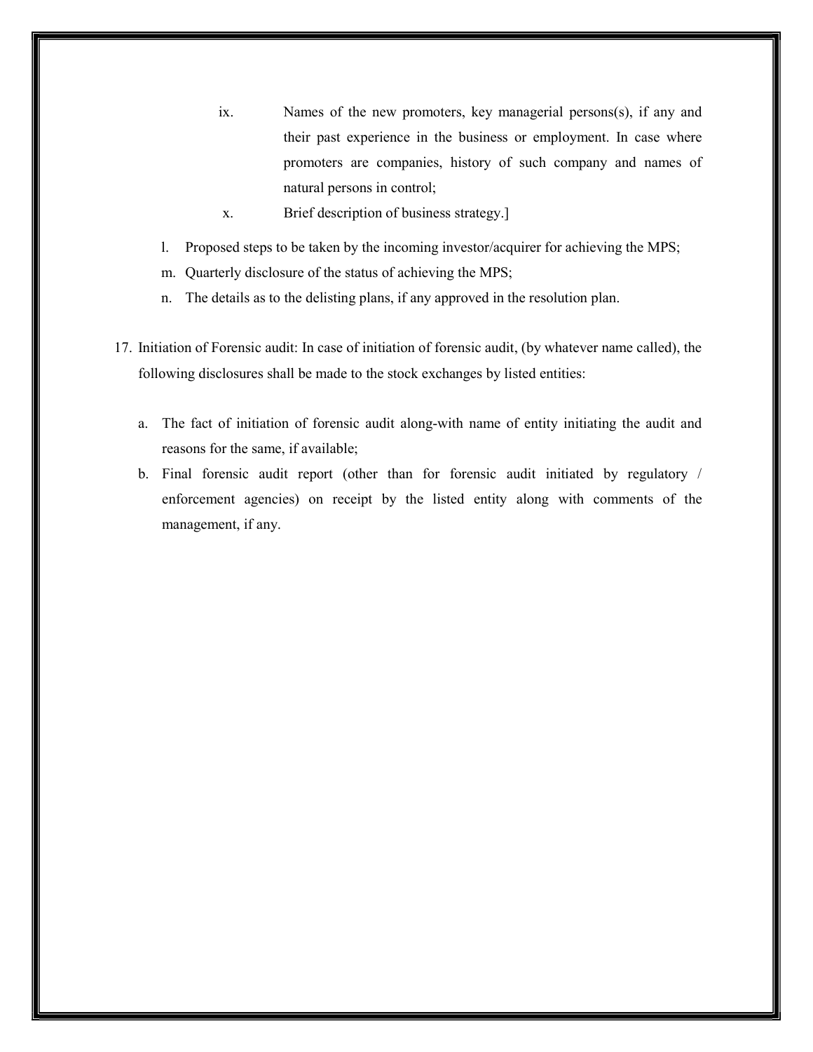ix. Names of the new promoters, key managerial persons(s), if any and their past experience in the business or employment. In case where promoters are companies, history of such company and names of natural persons in control;

    x. Brief description of business strategy.]

  l. Proposed steps to be taken by the incoming investor/acquirer for achieving the MPS;
  m. Quarterly disclosure of the status of achieving the MPS;
  n. The details as to the delisting plans, if any approved in the resolution plan.

17. Initiation of Forensic audit: In case of initiation of forensic audit, (by whatever name called), the following disclosures shall be made to the stock exchanges by listed entities:

    a. The fact of initiation of forensic audit along-with name of entity initiating the audit and reasons for the same, if available;
    b. Final forensic audit report (other than for forensic audit initiated by regulatory / enforcement agencies) on receipt by the listed entity along with comments of the management, if any.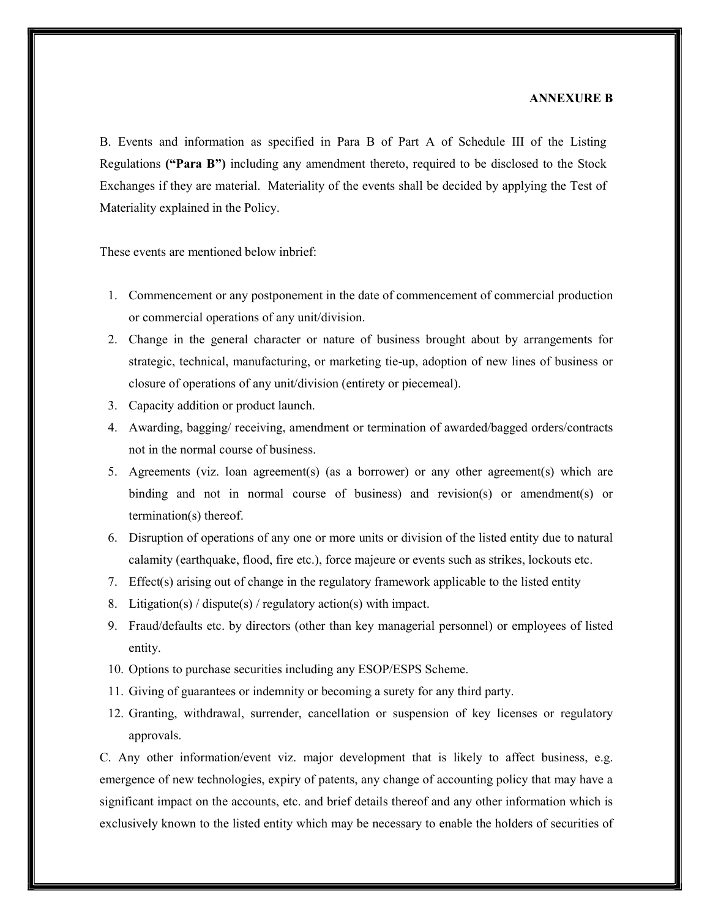**ANNEXURE B**

B. Events and information as specified in Para B of Part A of Schedule III of the Listing Regulations **("Para B")** including any amendment thereto, required to be disclosed to the Stock Exchanges if they are material. Materiality of the events shall be decided by applying the Test of Materiality explained in the Policy.

These events are mentioned below inbrief:

1. Commencement or any postponement in the date of commencement of commercial production or commercial operations of any unit/division.
2. Change in the general character or nature of business brought about by arrangements for strategic, technical, manufacturing, or marketing tie-up, adoption of new lines of business or closure of operations of any unit/division (entirety or piecemeal).
3. Capacity addition or product launch.
4. Awarding, bagging/ receiving, amendment or termination of awarded/bagged orders/contracts not in the normal course of business.
5. Agreements (viz. loan agreement(s) (as a borrower) or any other agreement(s) which are binding and not in normal course of business) and revision(s) or amendment(s) or termination(s) thereof.
6. Disruption of operations of any one or more units or division of the listed entity due to natural calamity (earthquake, flood, fire etc.), force majeure or events such as strikes, lockouts etc.
7. Effect(s) arising out of change in the regulatory framework applicable to the listed entity
8. Litigation(s) / dispute(s) / regulatory action(s) with impact.
9. Fraud/defaults etc. by directors (other than key managerial personnel) or employees of listed entity.
10. Options to purchase securities including any ESOP/ESPS Scheme.
11. Giving of guarantees or indemnity or becoming a surety for any third party.
12. Granting, withdrawal, surrender, cancellation or suspension of key licenses or regulatory approvals.

C. Any other information/event viz. major development that is likely to affect business, e.g. emergence of new technologies, expiry of patents, any change of accounting policy that may have a significant impact on the accounts, etc. and brief details thereof and any other information which is exclusively known to the listed entity which may be necessary to enable the holders of securities of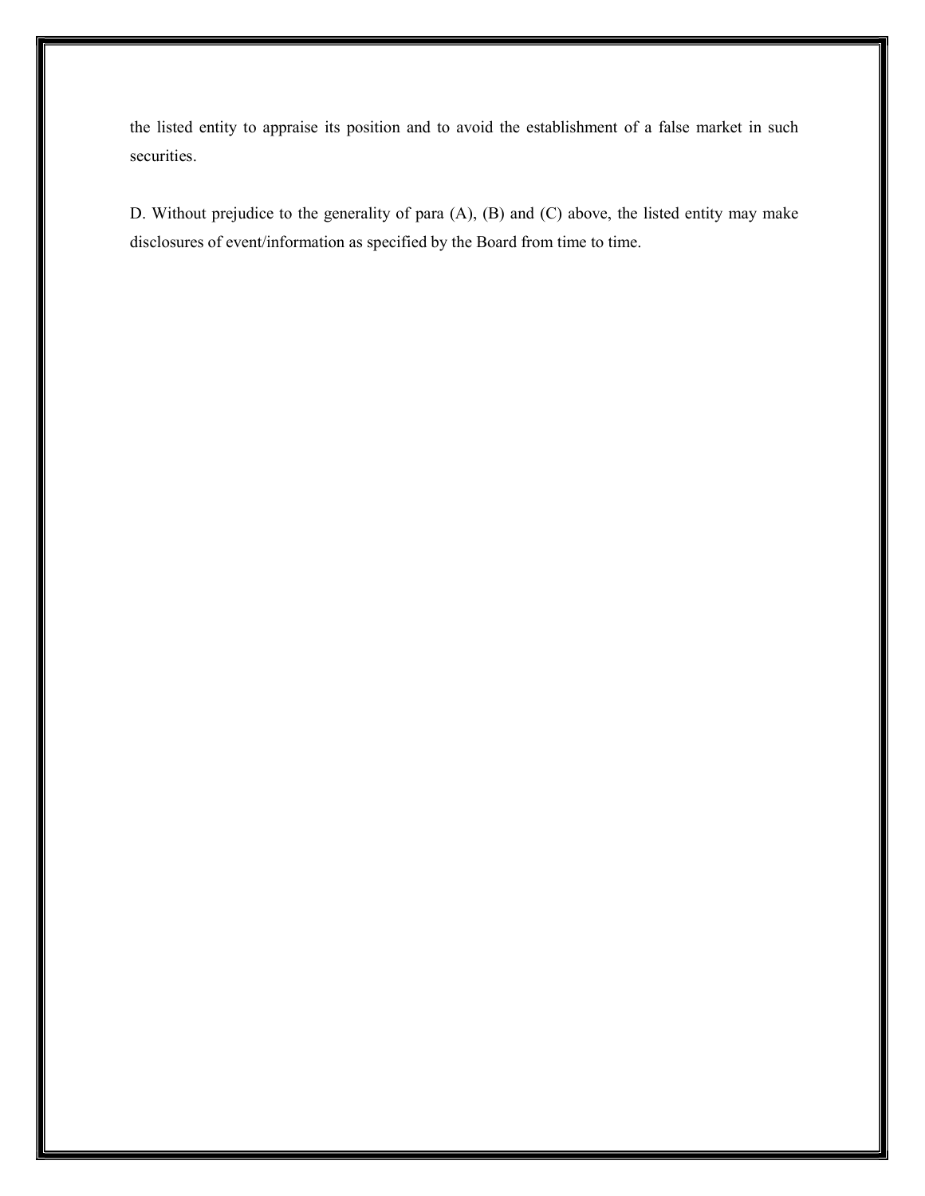the listed entity to appraise its position and to avoid the establishment of a false market in such securities.

D. Without prejudice to the generality of para (A), (B) and (C) above, the listed entity may make disclosures of event/information as specified by the Board from time to time.